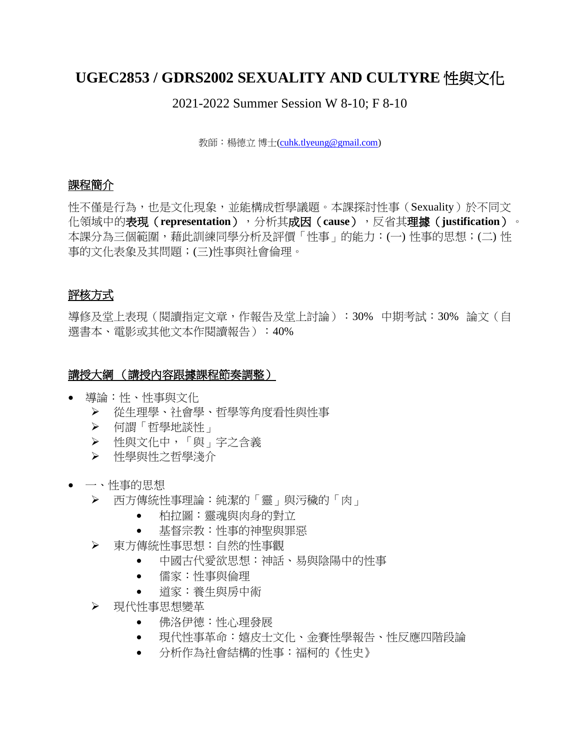# UGEC2853 / GDRS2002 SEXUALITY AND CULTYRE 性與文化

2021-2022 Summer Session W 8-10; F 8-10

教師：楊德立 博士(cuhk.tlyeung@gmail.com)

## 課程簡介

性不僅是行為，也是文化現象，並能構成哲學議題。本課探討性事（Sexuality）於不同文化領域中的**表現（representation）**，分析其**成因（cause）**，反省其**理據（justification）**。本課分為三個範圍，藉此訓練同學分析及評價「性事」的能力：(一) 性事的思想；(二) 性事的文化表象及其問題；(三)性事與社會倫理。

## 評核方式

導修及堂上表現（閱讀指定文章，作報告及堂上討論）：30%　中期考試：30%　論文（自選書本、電影或其他文本作閱讀報告）：40%

## 講授大綱（講授內容跟據課程節奏調整）

- 導論：性、性事與文化
  - 從生理學、社會學、哲學等角度看性與性事
  - 何謂「哲學地談性」
  - 性與文化中，「與」字之含義
  - 性學與性之哲學淺介

- 一、性事的思想
  - 西方傳統性事理論：純潔的「靈」與污穢的「肉」
    - 柏拉圖：靈魂與肉身的對立
    - 基督宗教：性事的神聖與罪惡
  - 東方傳統性事思想：自然的性事觀
    - 中國古代愛欲思想：神話、易與陰陽中的性事
    - 儒家：性事與倫理
    - 道家：養生與房中術
  - 現代性事思想變革
    - 佛洛伊德：性心理發展
    - 現代性事革命：嬉皮士文化、金賽性學報告、性反應四階段論
    - 分析作為社會結構的性事：福柯的《性史》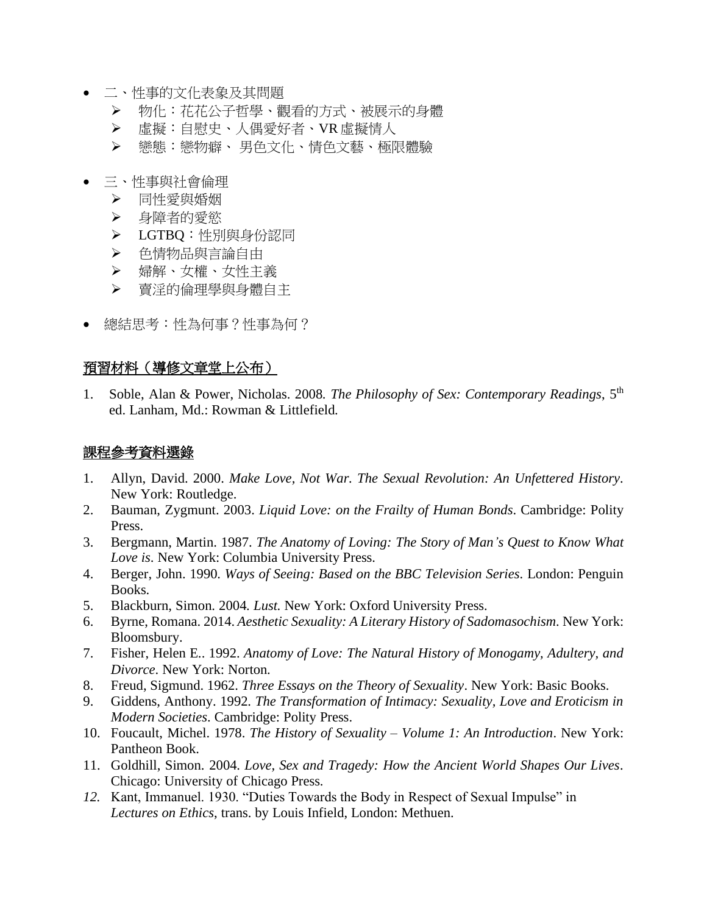- 二、性事的文化表象及其問題
    - 物化：花花公子哲學、觀看的方式、被展示的身體
    - 虛擬：自慰史、人偶愛好者、VR 虛擬情人
    - 戀態：戀物癖、 男色文化、情色文藝、極限體驗

- 三、性事與社會倫理
    - 同性愛與婚姻
    - 身障者的愛慾
    - LGTBQ：性別與身份認同
    - 色情物品與言論自由
    - 婦解、女權、女性主義
    - 賣淫的倫理學與身體自主

- 總結思考：性為何事？性事為何？

## 預習材料（導修文章堂上公布）

1. Soble, Alan & Power, Nicholas. 2008. *The Philosophy of Sex: Contemporary Readings*, 5th ed. Lanham, Md.: Rowman & Littlefield.

## 課程參考資料選錄

1. Allyn, David. 2000. *Make Love, Not War. The Sexual Revolution: An Unfettered History*. New York: Routledge.
2. Bauman, Zygmunt. 2003. *Liquid Love: on the Frailty of Human Bonds*. Cambridge: Polity Press.
3. Bergmann, Martin. 1987. *The Anatomy of Loving: The Story of Man's Quest to Know What Love is*. New York: Columbia University Press.
4. Berger, John. 1990. *Ways of Seeing: Based on the BBC Television Series*. London: Penguin Books.
5. Blackburn, Simon. 2004. *Lust*. New York: Oxford University Press.
6. Byrne, Romana. 2014. *Aesthetic Sexuality: A Literary History of Sadomasochism*. New York: Bloomsbury.
7. Fisher, Helen E.. 1992. *Anatomy of Love: The Natural History of Monogamy, Adultery, and Divorce*. New York: Norton.
8. Freud, Sigmund. 1962. *Three Essays on the Theory of Sexuality*. New York: Basic Books.
9. Giddens, Anthony. 1992. *The Transformation of Intimacy: Sexuality, Love and Eroticism in Modern Societies*. Cambridge: Polity Press.
10. Foucault, Michel. 1978. *The History of Sexuality – Volume 1: An Introduction*. New York: Pantheon Book.
11. Goldhill, Simon. 2004. *Love, Sex and Tragedy: How the Ancient World Shapes Our Lives*. Chicago: University of Chicago Press.
12. Kant, Immanuel. 1930. "Duties Towards the Body in Respect of Sexual Impulse" in *Lectures on Ethics*, trans. by Louis Infield, London: Methuen.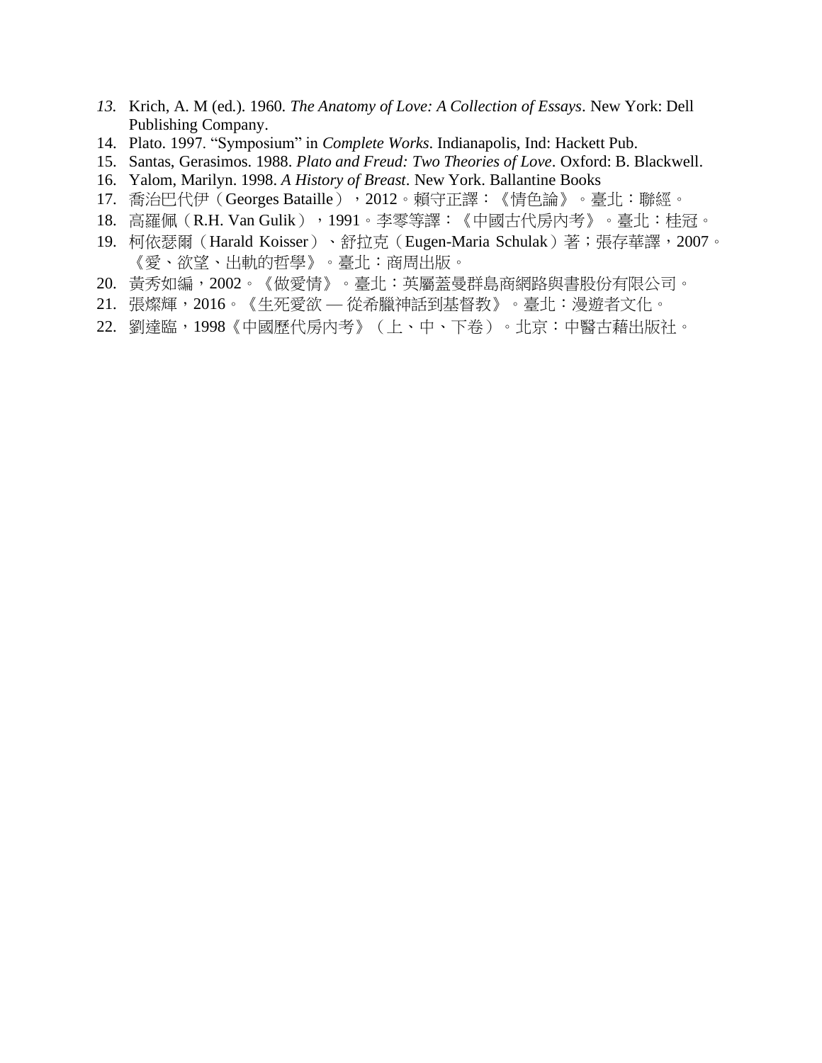13. Krich, A. M (ed.). 1960. *The Anatomy of Love: A Collection of Essays*. New York: Dell Publishing Company.
14. Plato. 1997. “Symposium” in *Complete Works*. Indianapolis, Ind: Hackett Pub.
15. Santas, Gerasimos. 1988. *Plato and Freud: Two Theories of Love*. Oxford: B. Blackwell.
16. Yalom, Marilyn. 1998. *A History of Breast*. New York. Ballantine Books
17. 喬治巴代伊（Georges Bataille），2012。賴守正譯：《情色論》。臺北：聯經。
18. 高羅佩（R.H. Van Gulik），1991。李零等譯：《中國古代房內考》。臺北：桂冠。
19. 柯依瑟爾（Harald Koisser）、舒拉克（Eugen-Maria Schulak）著；張存華譯，2007。《愛、欲望、出軌的哲學》。臺北：商周出版。
20. 黃秀如編，2002。《做愛情》。臺北：英屬蓋曼群島商網路與書股份有限公司。
21. 張燦輝，2016。《生死愛欲 — 從希臘神話到基督教》。臺北：漫遊者文化。
22. 劉達臨，1998《中國歷代房內考》（上、中、下卷）。北京：中醫古藉出版社。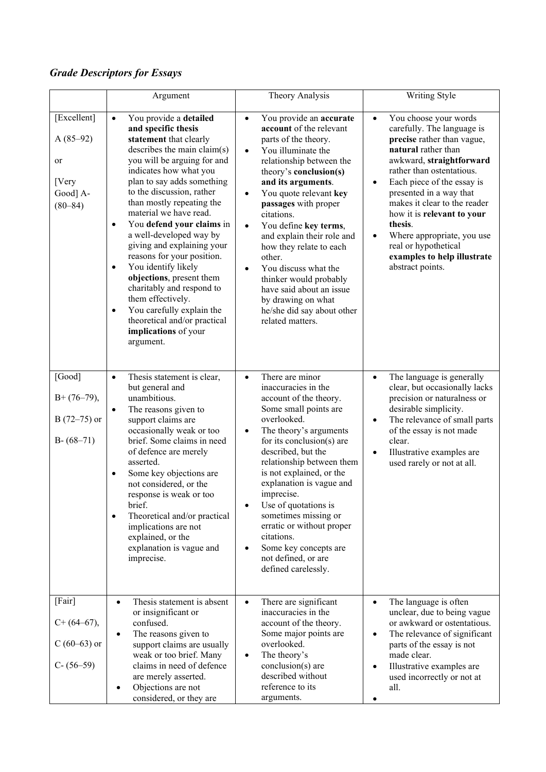## *Grade Descriptors for Essays*

| | Argument | Theory Analysis | Writing Style |
|---|---|---|---|
| [Excellent] A (85–92) or [Very Good] A- (80–84) | • You provide a **detailed and specific thesis statement** that clearly describes the main claim(s) you will be arguing for and indicates how what you plan to say adds something to the discussion, rather than mostly repeating the material we have read.<br>• You **defend your claims** in a well-developed way by giving and explaining your reasons for your position.<br>• You identify likely **objections**, present them charitably and respond to them effectively.<br>• You carefully explain the theoretical and/or practical **implications** of your argument. | • You provide an **accurate account** of the relevant parts of the theory.<br>• You illuminate the relationship between the theory's **conclusion(s) and its arguments**.<br>• You quote relevant **key passages** with proper citations.<br>• You define **key terms**, and explain their role and how they relate to each other.<br>• You discuss what the thinker would probably have said about an issue by drawing on what he/she did say about other related matters. | • You choose your words carefully. The language is **precise** rather than vague, **natural** rather than awkward, **straightforward** rather than ostentatious.<br>• Each piece of the essay is presented in a way that makes it clear to the reader how it is **relevant to your thesis**.<br>• Where appropriate, you use real or hypothetical **examples to help illustrate** abstract points. |
| [Good] B+ (76–79), B (72–75) or B- (68–71) | • Thesis statement is clear, but general and unambitious.<br>• The reasons given to support claims are occasionally weak or too brief. Some claims in need of defence are merely asserted.<br>• Some key objections are not considered, or the response is weak or too brief.<br>• Theoretical and/or practical implications are not explained, or the explanation is vague and imprecise. | • There are minor inaccuracies in the account of the theory. Some small points are overlooked.<br>• The theory's arguments for its conclusion(s) are described, but the relationship between them is not explained, or the explanation is vague and imprecise.<br>• Use of quotations is sometimes missing or erratic or without proper citations.<br>• Some key concepts are not defined, or are defined carelessly. | • The language is generally clear, but occasionally lacks precision or naturalness or desirable simplicity.<br>• The relevance of small parts of the essay is not made clear.<br>• Illustrative examples are used rarely or not at all. |
| [Fair] C+ (64–67), C (60–63) or C- (56–59) | • Thesis statement is absent or insignificant or confused.<br>• The reasons given to support claims are usually weak or too brief. Many claims in need of defence are merely asserted.<br>• Objections are not considered, or they are | • There are significant inaccuracies in the account of the theory. Some major points are overlooked.<br>• The theory's conclusion(s) are described without reference to its arguments. | • The language is often unclear, due to being vague or awkward or ostentatious.<br>• The relevance of significant parts of the essay is not made clear.<br>• Illustrative examples are used incorrectly or not at all.<br>• |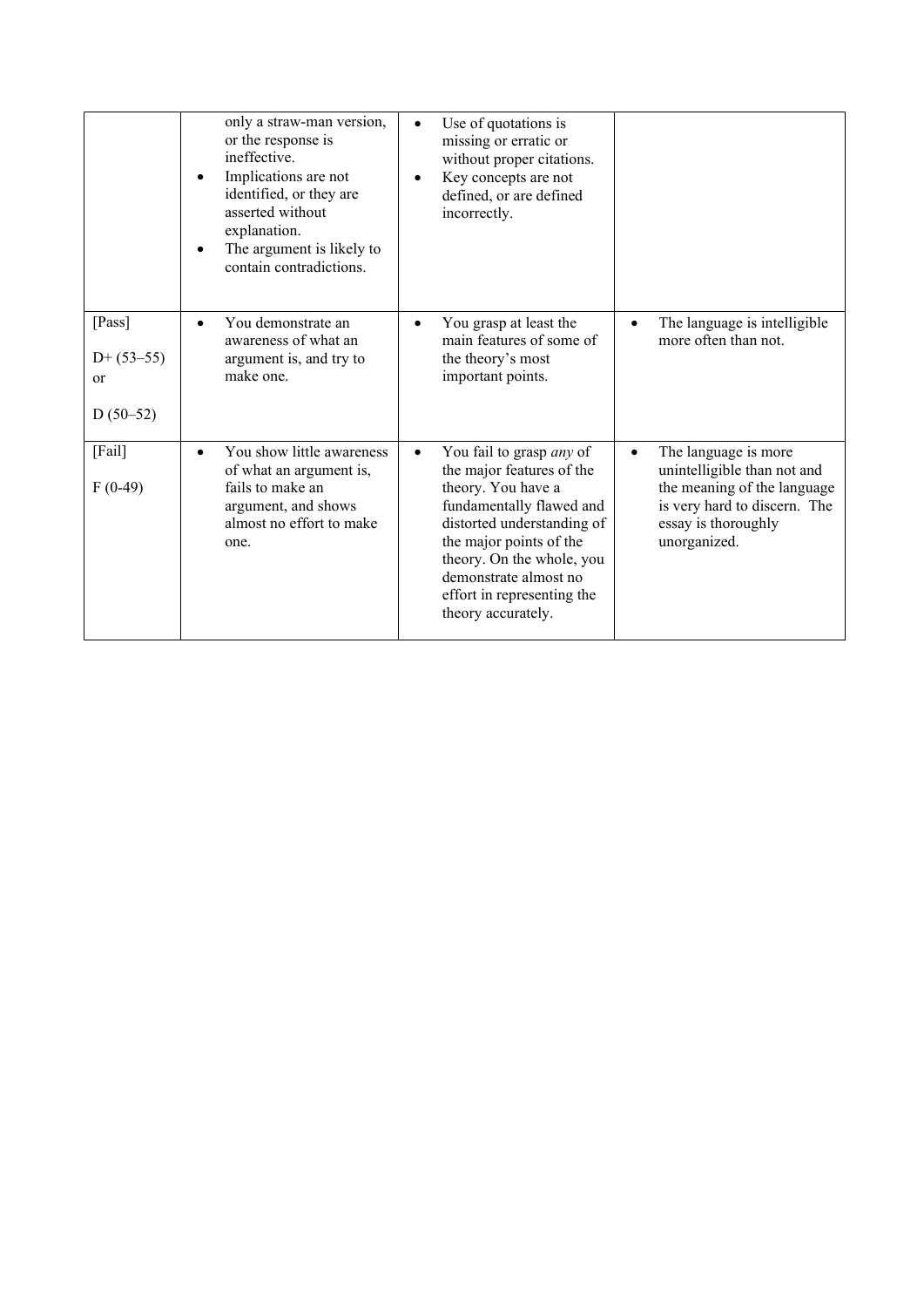| | | | |
|---|---|---|---|
| | • only a straw-man version, or the response is ineffective.<br>• Implications are not identified, or they are asserted without explanation.<br>• The argument is likely to contain contradictions. | • Use of quotations is missing or erratic or without proper citations.<br>• Key concepts are not defined, or are defined incorrectly. | |
| [Pass]<br><br>D+ (53–55)<br>or<br><br>D (50–52) | • You demonstrate an awareness of what an argument is, and try to make one. | • You grasp at least the main features of some of the theory's most important points. | • The language is intelligible more often than not. |
| [Fail]<br><br>F (0-49) | • You show little awareness of what an argument is, fails to make an argument, and shows almost no effort to make one. | • You fail to grasp *any* of the major features of the theory. You have a fundamentally flawed and distorted understanding of the major points of the theory. On the whole, you demonstrate almost no effort in representing the theory accurately. | • The language is more unintelligible than not and the meaning of the language is very hard to discern. The essay is thoroughly unorganized. |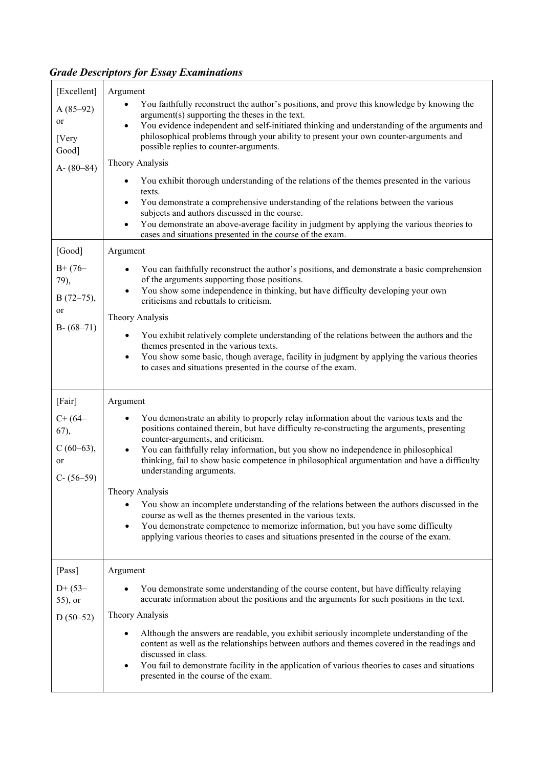***Grade Descriptors for Essay Examinations***

| | |
|---|---|
| [Excellent]<br>A (85–92)<br>or<br>[Very Good]<br>A- (80–84) | Argument<br>• You faithfully reconstruct the author's positions, and prove this knowledge by knowing the argument(s) supporting the theses in the text.<br>• You evidence independent and self-initiated thinking and understanding of the arguments and philosophical problems through your ability to present your own counter-arguments and possible replies to counter-arguments.<br>Theory Analysis<br>• You exhibit thorough understanding of the relations of the themes presented in the various texts.<br>• You demonstrate a comprehensive understanding of the relations between the various subjects and authors discussed in the course.<br>• You demonstrate an above-average facility in judgment by applying the various theories to cases and situations presented in the course of the exam. |
| [Good]<br>B+ (76–79),<br>B (72–75),<br>or<br>B- (68–71) | Argument<br>• You can faithfully reconstruct the author's positions, and demonstrate a basic comprehension of the arguments supporting those positions.<br>• You show some independence in thinking, but have difficulty developing your own criticisms and rebuttals to criticism.<br>Theory Analysis<br>• You exhibit relatively complete understanding of the relations between the authors and the themes presented in the various texts.<br>• You show some basic, though average, facility in judgment by applying the various theories to cases and situations presented in the course of the exam. |
| [Fair]<br>C+ (64–67),<br>C (60–63),<br>or<br>C- (56–59) | Argument<br>• You demonstrate an ability to properly relay information about the various texts and the positions contained therein, but have difficulty re-constructing the arguments, presenting counter-arguments, and criticism.<br>• You can faithfully relay information, but you show no independence in philosophical thinking, fail to show basic competence in philosophical argumentation and have a difficulty understanding arguments.<br>Theory Analysis<br>• You show an incomplete understanding of the relations between the authors discussed in the course as well as the themes presented in the various texts.<br>• You demonstrate competence to memorize information, but you have some difficulty applying various theories to cases and situations presented in the course of the exam. |
| [Pass]<br>D+ (53–55), or<br>D (50–52) | Argument<br>• You demonstrate some understanding of the course content, but have difficulty relaying accurate information about the positions and the arguments for such positions in the text.<br>Theory Analysis<br>• Although the answers are readable, you exhibit seriously incomplete understanding of the content as well as the relationships between authors and themes covered in the readings and discussed in class.<br>• You fail to demonstrate facility in the application of various theories to cases and situations presented in the course of the exam. |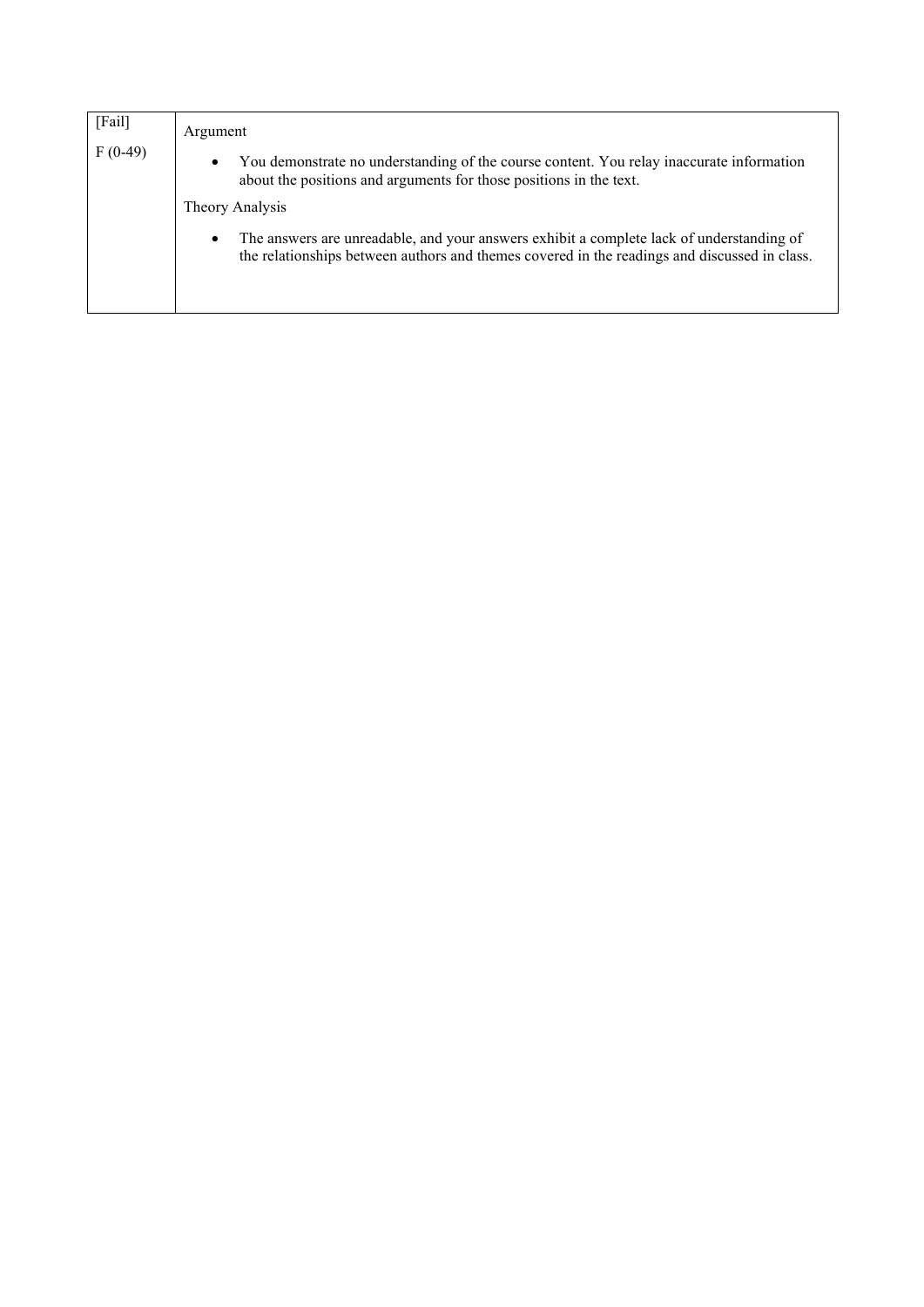| [Fail]<br><br>F (0-49) | Argument<br><br>• You demonstrate no understanding of the course content. You relay inaccurate information about the positions and arguments for those positions in the text.<br><br>Theory Analysis<br><br>• The answers are unreadable, and your answers exhibit a complete lack of understanding of the relationships between authors and themes covered in the readings and discussed in class. |
|---|---|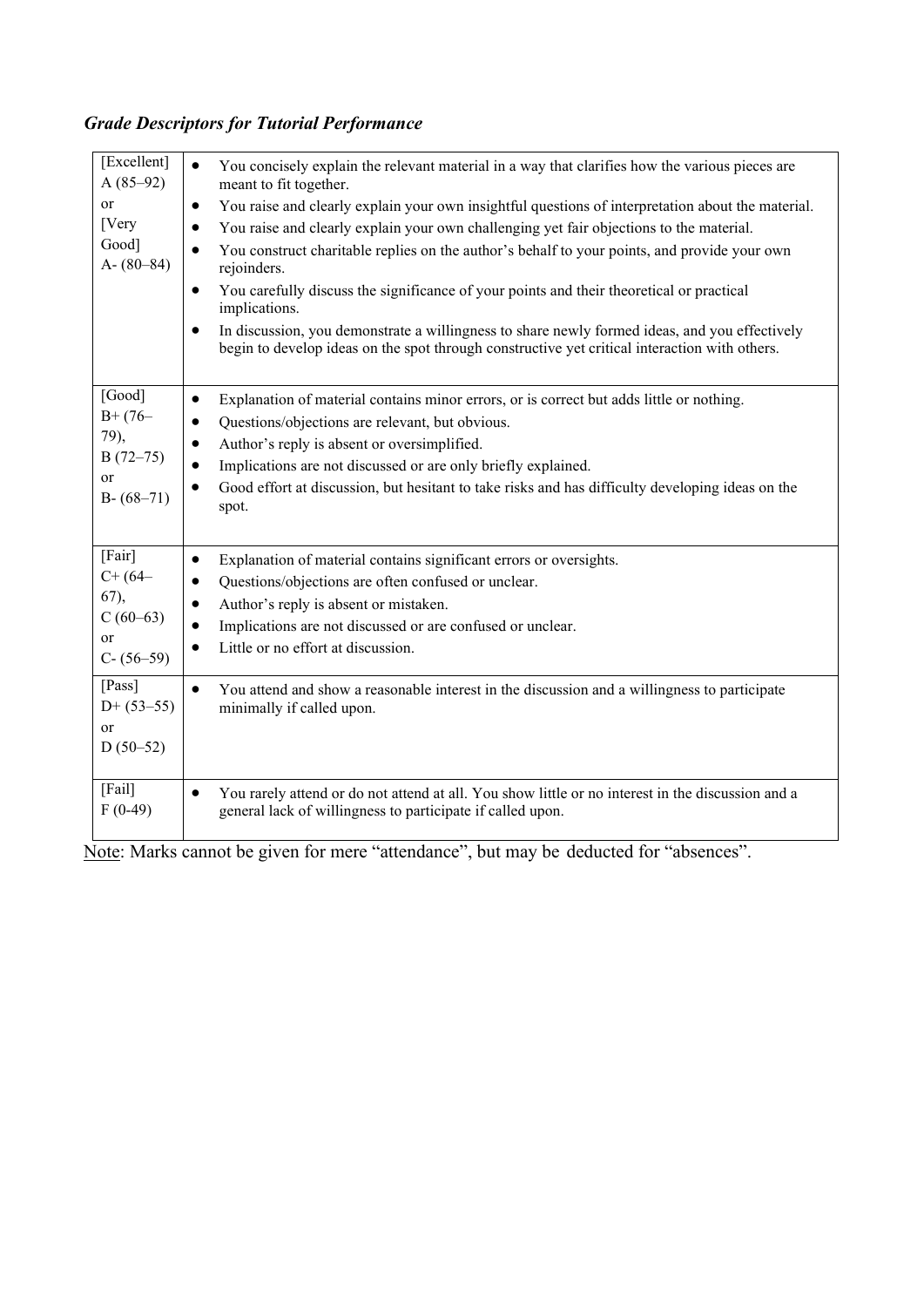***Grade Descriptors for Tutorial Performance***

| | |
|---|---|
| [Excellent] A (85–92) or [Very Good] A- (80–84) | • You concisely explain the relevant material in a way that clarifies how the various pieces are meant to fit together.<br>• You raise and clearly explain your own insightful questions of interpretation about the material.<br>• You raise and clearly explain your own challenging yet fair objections to the material.<br>• You construct charitable replies on the author's behalf to your points, and provide your own rejoinders.<br>• You carefully discuss the significance of your points and their theoretical or practical implications.<br>• In discussion, you demonstrate a willingness to share newly formed ideas, and you effectively begin to develop ideas on the spot through constructive yet critical interaction with others. |
| [Good] B+ (76–79), B (72–75) or B- (68–71) | • Explanation of material contains minor errors, or is correct but adds little or nothing.<br>• Questions/objections are relevant, but obvious.<br>• Author's reply is absent or oversimplified.<br>• Implications are not discussed or are only briefly explained.<br>• Good effort at discussion, but hesitant to take risks and has difficulty developing ideas on the spot. |
| [Fair] C+ (64–67), C (60–63) or C- (56–59) | • Explanation of material contains significant errors or oversights.<br>• Questions/objections are often confused or unclear.<br>• Author's reply is absent or mistaken.<br>• Implications are not discussed or are confused or unclear.<br>• Little or no effort at discussion. |
| [Pass] D+ (53–55) or D (50–52) | • You attend and show a reasonable interest in the discussion and a willingness to participate minimally if called upon. |
| [Fail] F (0-49) | • You rarely attend or do not attend at all. You show little or no interest in the discussion and a general lack of willingness to participate if called upon. |

<u>Note</u>: Marks cannot be given for mere "attendance", but may be deducted for "absences".